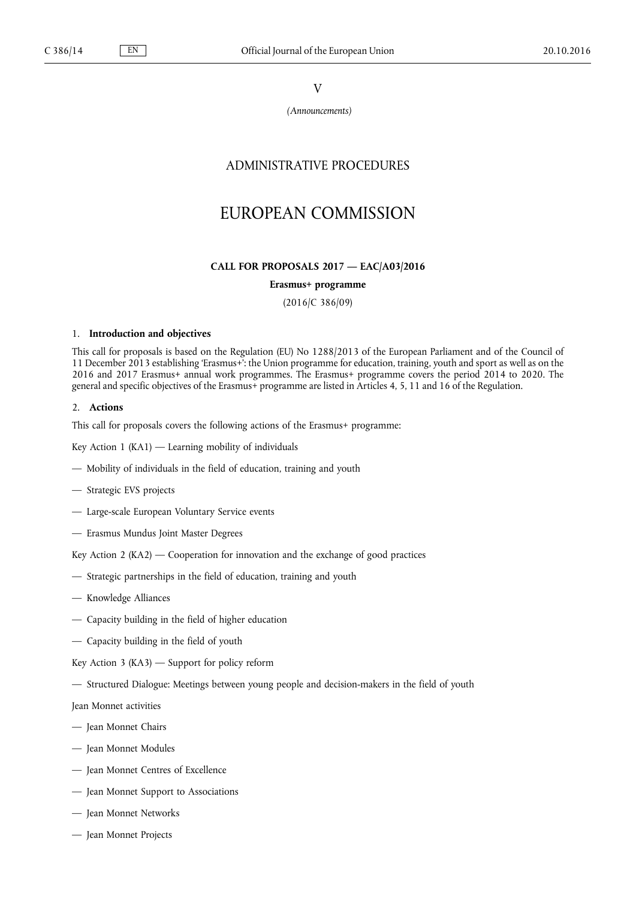V

*(Announcements)*

## ADMINISTRATIVE PROCEDURES

# EUROPEAN COMMISSION

### CALL FOR PROPOSALS 2017 — EAC/A03/2016

**Erasmus+ programme**

(2016/C 386/09)

### 1. Introduction and objectives

This call for proposals is based on the Regulation (EU) No 1288/2013 of the European Parliament and of the Council of 11 December 2013 establishing 'Erasmus+': the Union programme for education, training, youth and sport as well as on the 2016 and 2017 Erasmus+ annual work programmes. The Erasmus+ programme covers the period 2014 to 2020. The general and specific objectives of the Erasmus+ programme are listed in Articles 4, 5, 11 and 16 of the Regulation.

### 2. Actions

This call for proposals covers the following actions of the Erasmus+ programme:

Key Action 1 (KA1) — Learning mobility of individuals

— Mobility of individuals in the field of education, training and youth

— Strategic EVS projects

— Large-scale European Voluntary Service events

— Erasmus Mundus Joint Master Degrees

Key Action 2 (KA2) — Cooperation for innovation and the exchange of good practices

— Strategic partnerships in the field of education, training and youth

— Knowledge Alliances

— Capacity building in the field of higher education

— Capacity building in the field of youth

Key Action 3 (KA3) — Support for policy reform

— Structured Dialogue: Meetings between young people and decision-makers in the field of youth

Jean Monnet activities

— Jean Monnet Chairs

— Jean Monnet Modules

— Jean Monnet Centres of Excellence

— Jean Monnet Support to Associations

— Jean Monnet Networks

— Jean Monnet Projects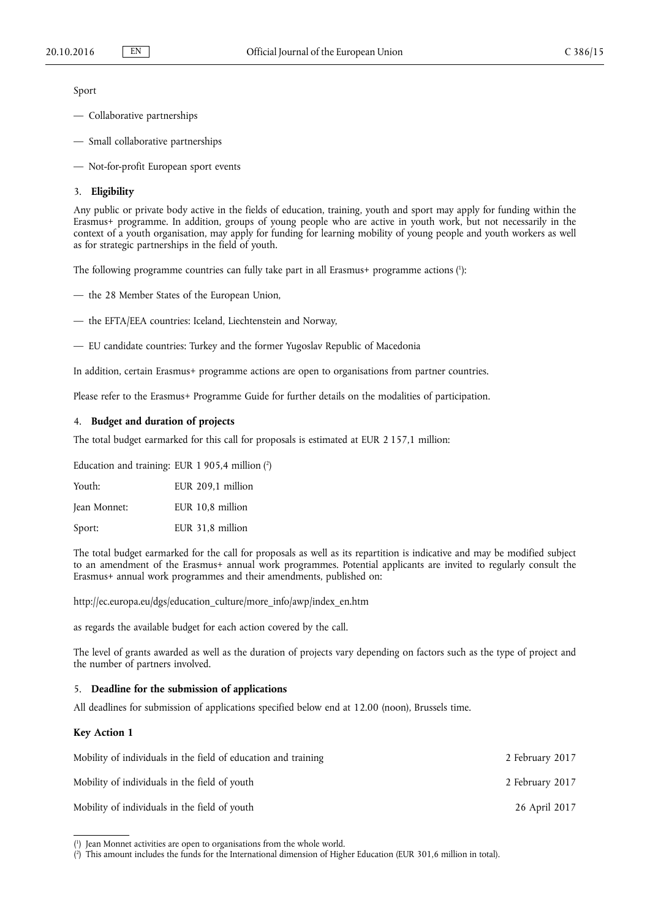Sport

- Collaborative partnerships
- Small collaborative partnerships
- Not-for-profit European sport events

## 3. **Eligibility**

Any public or private body active in the fields of education, training, youth and sport may apply for funding within the Erasmus+ programme. In addition, groups of young people who are active in youth work, but not necessarily in the context of a youth organisation, may apply for funding for learning mobility of young people and youth workers as well as for strategic partnerships in the field of youth.

The following programme countries can fully take part in all Erasmus+ programme actions [1]:

- the 28 Member States of the European Union,
- the EFTA/EEA countries: Iceland, Liechtenstein and Norway,
- EU candidate countries: Turkey and the former Yugoslav Republic of Macedonia

In addition, certain Erasmus+ programme actions are open to organisations from partner countries.

Please refer to the Erasmus+ Programme Guide for further details on the modalities of participation.

## 4. **Budget and duration of projects**

The total budget earmarked for this call for proposals is estimated at EUR 2 157,1 million:

| | |
|---|---|
| Education and training: | EUR 1 905,4 million [2] |
| Youth: | EUR 209,1 million |
| Jean Monnet: | EUR 10,8 million |
| Sport: | EUR 31,8 million |

The total budget earmarked for the call for proposals as well as its repartition is indicative and may be modified subject to an amendment of the Erasmus+ annual work programmes. Potential applicants are invited to regularly consult the Erasmus+ annual work programmes and their amendments, published on:

http://ec.europa.eu/dgs/education_culture/more_info/awp/index_en.htm

as regards the available budget for each action covered by the call.

The level of grants awarded as well as the duration of projects vary depending on factors such as the type of project and the number of partners involved.

## 5. **Deadline for the submission of applications**

All deadlines for submission of applications specified below end at 12.00 (noon), Brussels time.

### **Key Action 1**

| | |
|---|---|
| Mobility of individuals in the field of education and training | 2 February 2017 |
| Mobility of individuals in the field of youth | 2 February 2017 |
| Mobility of individuals in the field of youth | 26 April 2017 |

---

[1] Jean Monnet activities are open to organisations from the whole world.

[2] This amount includes the funds for the International dimension of Higher Education (EUR 301,6 million in total).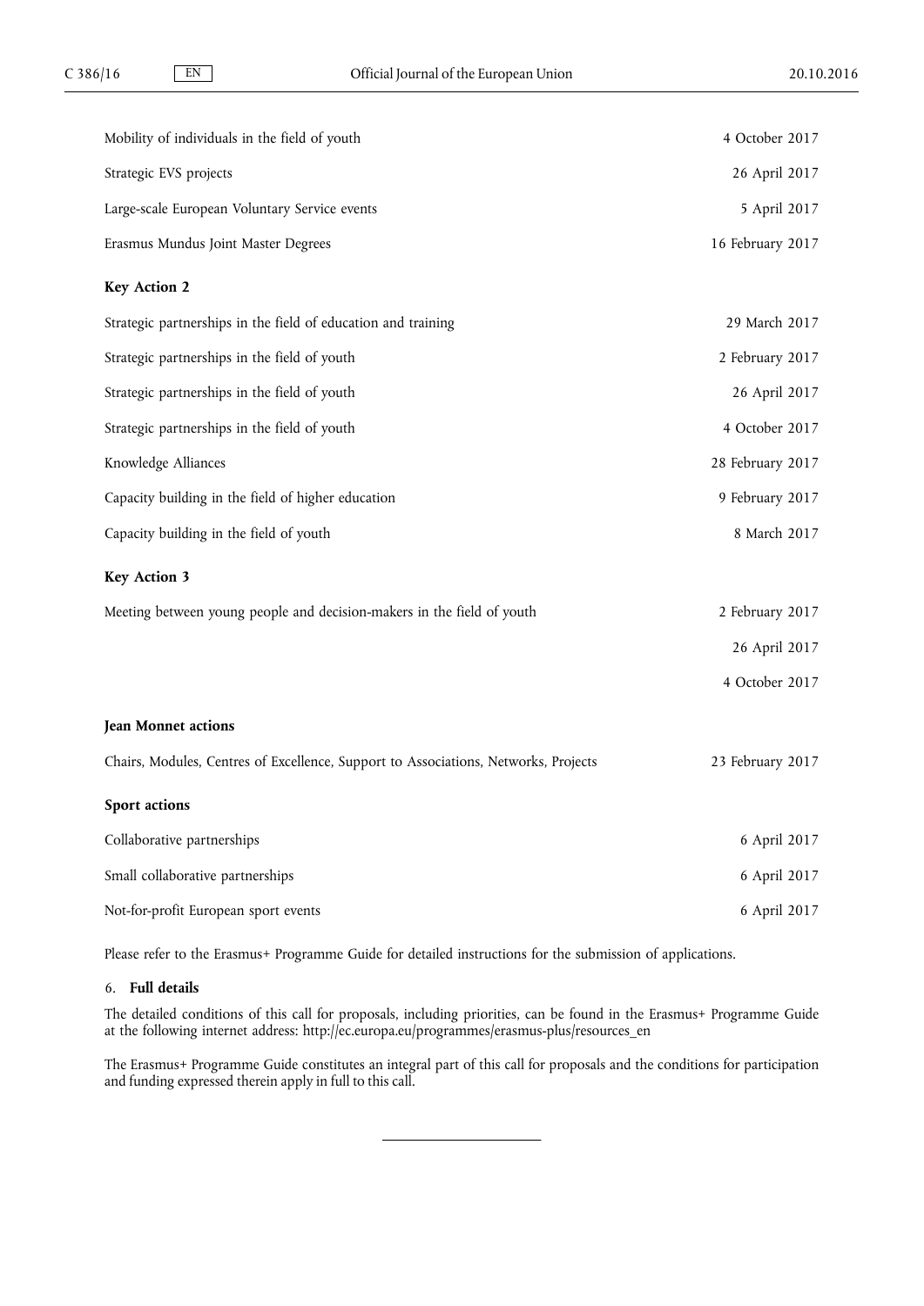| | |
|---|---|
| Mobility of individuals in the field of youth | 4 October 2017 |
| Strategic EVS projects | 26 April 2017 |
| Large-scale European Voluntary Service events | 5 April 2017 |
| Erasmus Mundus Joint Master Degrees | 16 February 2017 |
| **Key Action 2** | |
| Strategic partnerships in the field of education and training | 29 March 2017 |
| Strategic partnerships in the field of youth | 2 February 2017 |
| Strategic partnerships in the field of youth | 26 April 2017 |
| Strategic partnerships in the field of youth | 4 October 2017 |
| Knowledge Alliances | 28 February 2017 |
| Capacity building in the field of higher education | 9 February 2017 |
| Capacity building in the field of youth | 8 March 2017 |
| **Key Action 3** | |
| Meeting between young people and decision-makers in the field of youth | 2 February 2017 |
| | 26 April 2017 |
| | 4 October 2017 |
| **Jean Monnet actions** | |
| Chairs, Modules, Centres of Excellence, Support to Associations, Networks, Projects | 23 February 2017 |
| **Sport actions** | |
| Collaborative partnerships | 6 April 2017 |
| Small collaborative partnerships | 6 April 2017 |
| Not-for-profit European sport events | 6 April 2017 |

Please refer to the Erasmus+ Programme Guide for detailed instructions for the submission of applications.

## 6. Full details

The detailed conditions of this call for proposals, including priorities, can be found in the Erasmus+ Programme Guide at the following internet address: http://ec.europa.eu/programmes/erasmus-plus/resources_en

The Erasmus+ Programme Guide constitutes an integral part of this call for proposals and the conditions for participation and funding expressed therein apply in full to this call.